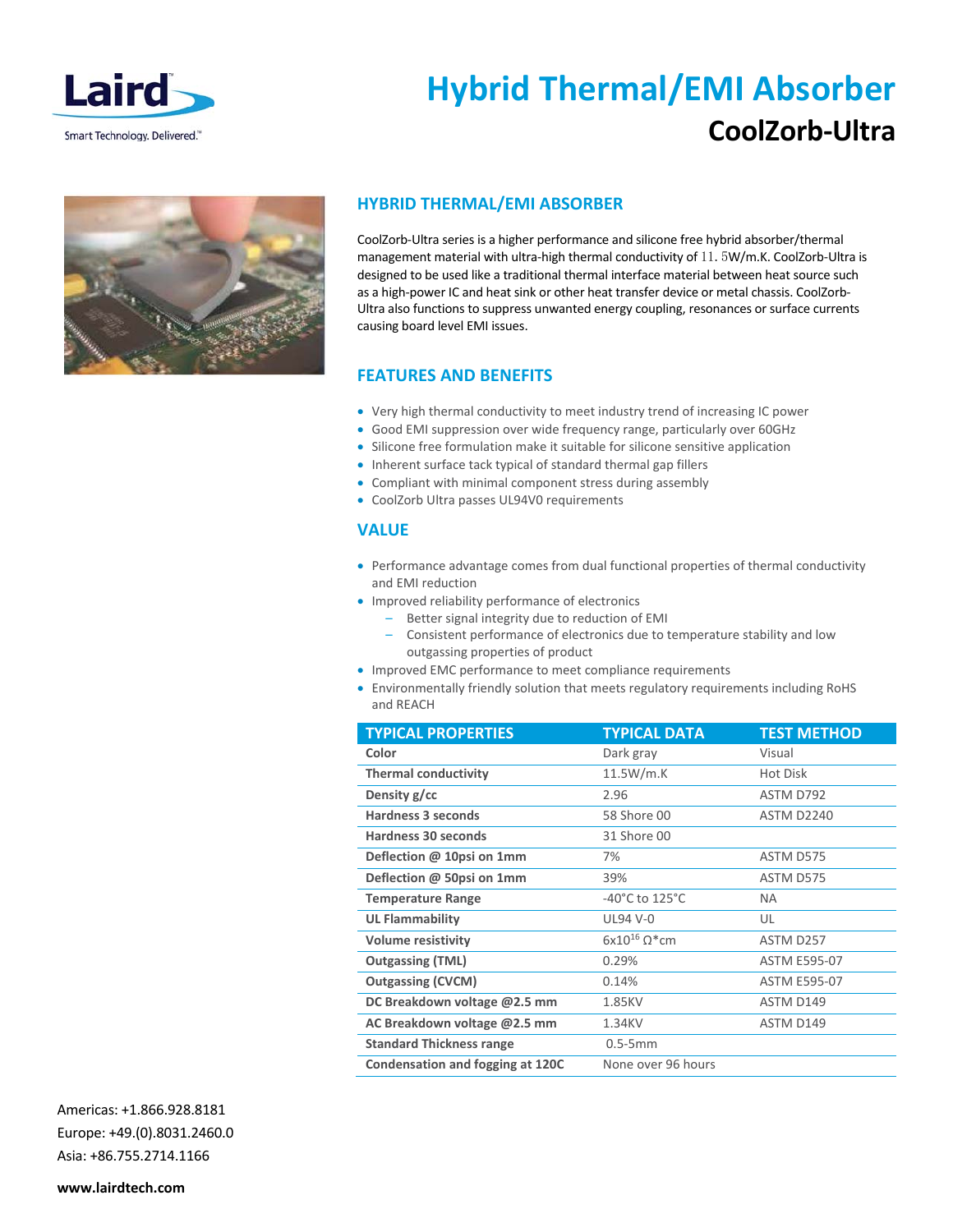# Hybrid Thermal/EMI Absorber

## CoolZorb-Ultra

### HYBRID THERMAL/EMI ABSORBER

CoolZorb-Ultra series is a higher performance and silicone free hybrid absorber/thermal management material with ultra-high thermal conductivity of 11.5W/m.K. CoolZorb-Ultra is designed to be used like a traditional thermal interface material between heat source such as a high-power IC and heat sink or other heat transfer device or metal chassis. CoolZorb-Ultra also functions to suppress unwanted energy coupling, resonances or surface currents causing board level EMI issues.

### FEATURES AND BENEFITS

- Very high thermal conductivity to meet industry trend of increasing IC power
- Good EMI suppression over wide frequency range, particularly over 60GHz
- Silicone free formulation make it suitable for silicone sensitive application
- Inherent surface tack typical of standard thermal gap fillers
- Compliant with minimal component stress during assembly
- CoolZorb Ultra passes UL94V0 requirements

### VALUE

- Performance advantage comes from dual functional properties of thermal conductivity and EMI reduction
- Improved reliability performance of electronics
  - Better signal integrity due to reduction of EMI
  - Consistent performance of electronics due to temperature stability and low outgassing properties of product
- Improved EMC performance to meet compliance requirements
- Environmentally friendly solution that meets regulatory requirements including RoHS and REACH

| TYPICAL PROPERTIES | TYPICAL DATA | TEST METHOD |
|---|---|---|
| **Color** | Dark gray | Visual |
| **Thermal conductivity** | 11.5W/m.K | Hot Disk |
| **Density g/cc** | 2.96 | ASTM D792 |
| **Hardness 3 seconds** | 58 Shore 00 | ASTM D2240 |
| **Hardness 30 seconds** | 31 Shore 00 | |
| **Deflection @ 10psi on 1mm** | 7% | ASTM D575 |
| **Deflection @ 50psi on 1mm** | 39% | ASTM D575 |
| **Temperature Range** | -40°C to 125°C | NA |
| **UL Flammability** | UL94 V-0 | UL |
| **Volume resistivity** | $6 \times 10^{16}$ Ω*cm | ASTM D257 |
| **Outgassing (TML)** | 0.29% | ASTM E595-07 |
| **Outgassing (CVCM)** | 0.14% | ASTM E595-07 |
| **DC Breakdown voltage @2.5 mm** | 1.85KV | ASTM D149 |
| **AC Breakdown voltage @2.5 mm** | 1.34KV | ASTM D149 |
| **Standard Thickness range** | 0.5-5mm | |
| **Condensation and fogging at 120C** | None over 96 hours | |

Americas: +1.866.928.8181
Europe: +49.(0).8031.2460.0
Asia: +86.755.2714.1166

**www.lairdtech.com**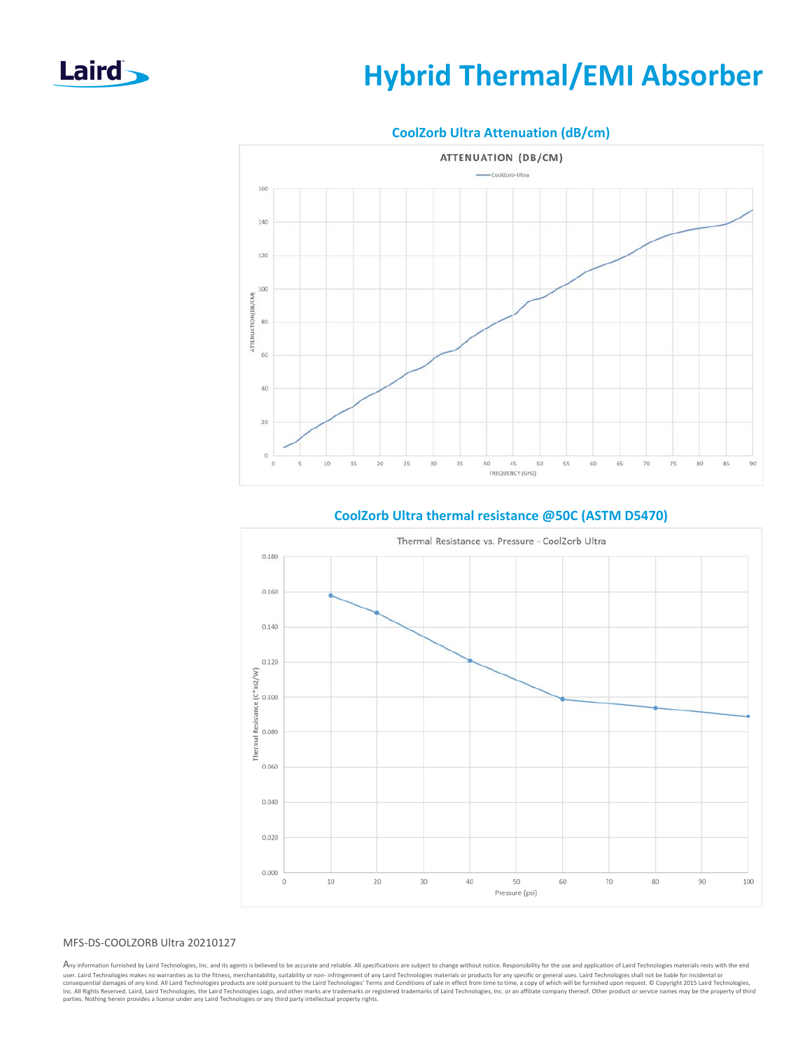# Hybrid Thermal/EMI Absorber

## CoolZorb Ultra Attenuation (dB/cm)

## CoolZorb Ultra thermal resistance @50C (ASTM D5470)

MFS-DS-COOLZORB Ultra 20210127

Any information furnished by Laird Technologies, Inc. and its agents is believed to be accurate and reliable. All specifications are subject to change without notice. Responsibility for the use and application of Laird Technologies materials rests with the end user. Laird Technologies makes no warranties as to the fitness, merchantability, suitability or non- infringement of any Laird Technologies materials or products for any specific or general uses. Laird Technologies shall not be liable for incidental or consequential damages of any kind. All Laird Technologies products are sold pursuant to the Laird Technologies' Terms and Conditions of sale in effect from time to time, a copy of which will be furnished upon request. © Copyright 2015 Laird Technologies, Inc. All Rights Reserved. Laird, Laird Technologies, the Laird Technologies Logo, and other marks are trademarks or registered trademarks of Laird Technologies, Inc. or an affiliate company thereof. Other product or service names may be the property of third parties. Nothing herein provides a license under any Laird Technologies or any third party intellectual property rights.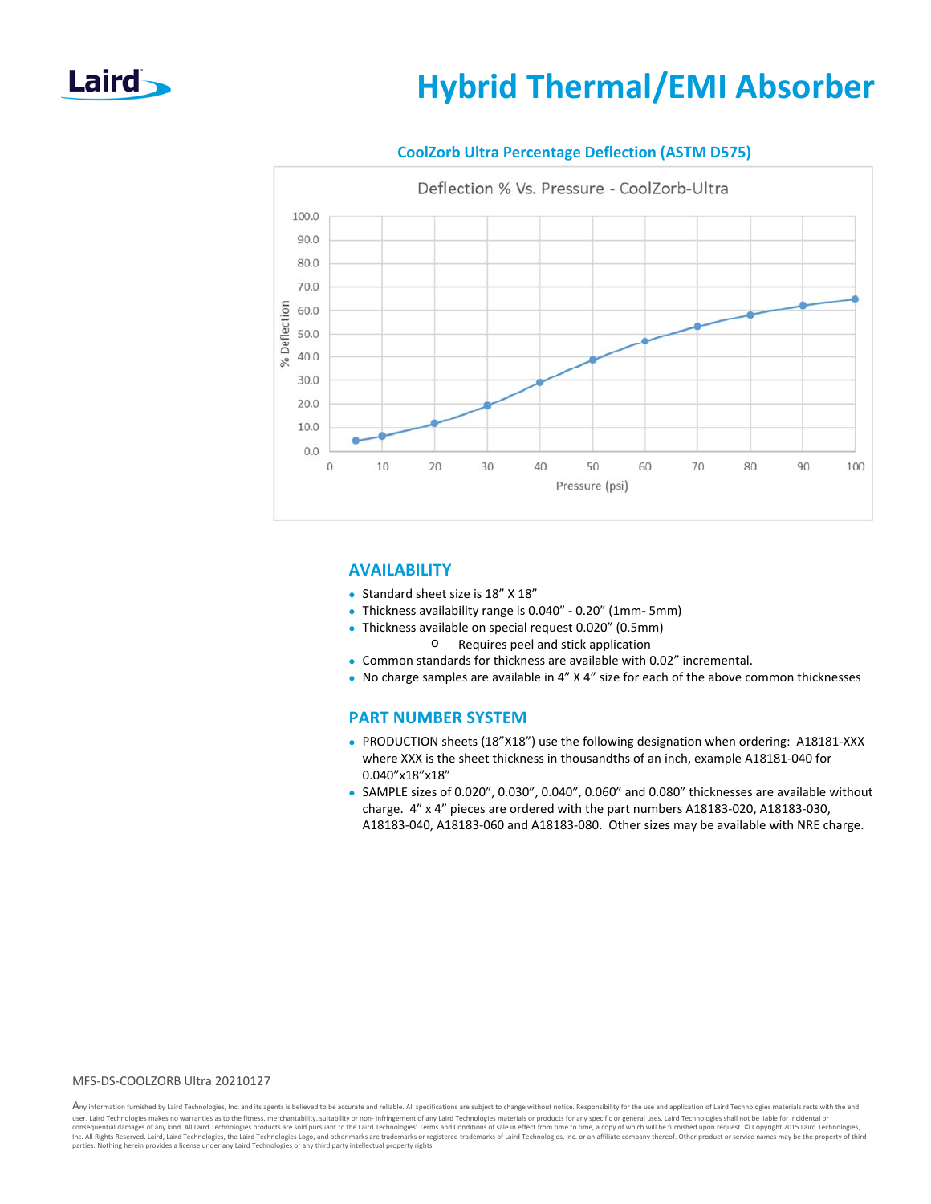# Hybrid Thermal/EMI Absorber

**CoolZorb Ultra Percentage Deflection (ASTM D575)**

Deflection % Vs. Pressure - CoolZorb-Ultra

% Deflection

100.0
90.0
80.0
70.0
60.0
50.0
40.0
30.0
20.0
10.0
0.0

0 10 20 30 40 50 60 70 80 90 100

Pressure (psi)

## AVAILABILITY

- Standard sheet size is 18" X 18"
- Thickness availability range is 0.040" - 0.20" (1mm- 5mm)
- Thickness available on special request 0.020" (0.5mm)
  - Requires peel and stick application
- Common standards for thickness are available with 0.02" incremental.
- No charge samples are available in 4" X 4" size for each of the above common thicknesses

## PART NUMBER SYSTEM

- PRODUCTION sheets (18"X18") use the following designation when ordering: A18181-XXX where XXX is the sheet thickness in thousandths of an inch, example A18181-040 for 0.040"x18"x18"
- SAMPLE sizes of 0.020", 0.030", 0.040", 0.060" and 0.080" thicknesses are available without charge. 4" x 4" pieces are ordered with the part numbers A18183-020, A18183-030, A18183-040, A18183-060 and A18183-080. Other sizes may be available with NRE charge.

MFS-DS-COOLZORB Ultra 20210127

Any information furnished by Laird Technologies, Inc. and its agents is believed to be accurate and reliable. All specifications are subject to change without notice. Responsibility for the use and application of Laird Technologies materials rests with the end user. Laird Technologies makes no warranties as to the fitness, merchantability, suitability or non- infringement of any Laird Technologies materials or products for any specific or general uses. Laird Technologies shall not be liable for incidental or consequential damages of any kind. All Laird Technologies products are sold pursuant to the Laird Technologies' Terms and Conditions of sale in effect from time to time, a copy of which will be furnished upon request. © Copyright 2015 Laird Technologies, Inc. All Rights Reserved. Laird, Laird Technologies, the Laird Technologies Logo, and other marks are trademarks or registered trademarks of Laird Technologies, Inc. or an affiliate company thereof. Other product or service names may be the property of third parties. Nothing herein provides a license under any Laird Technologies or any third party intellectual property rights.